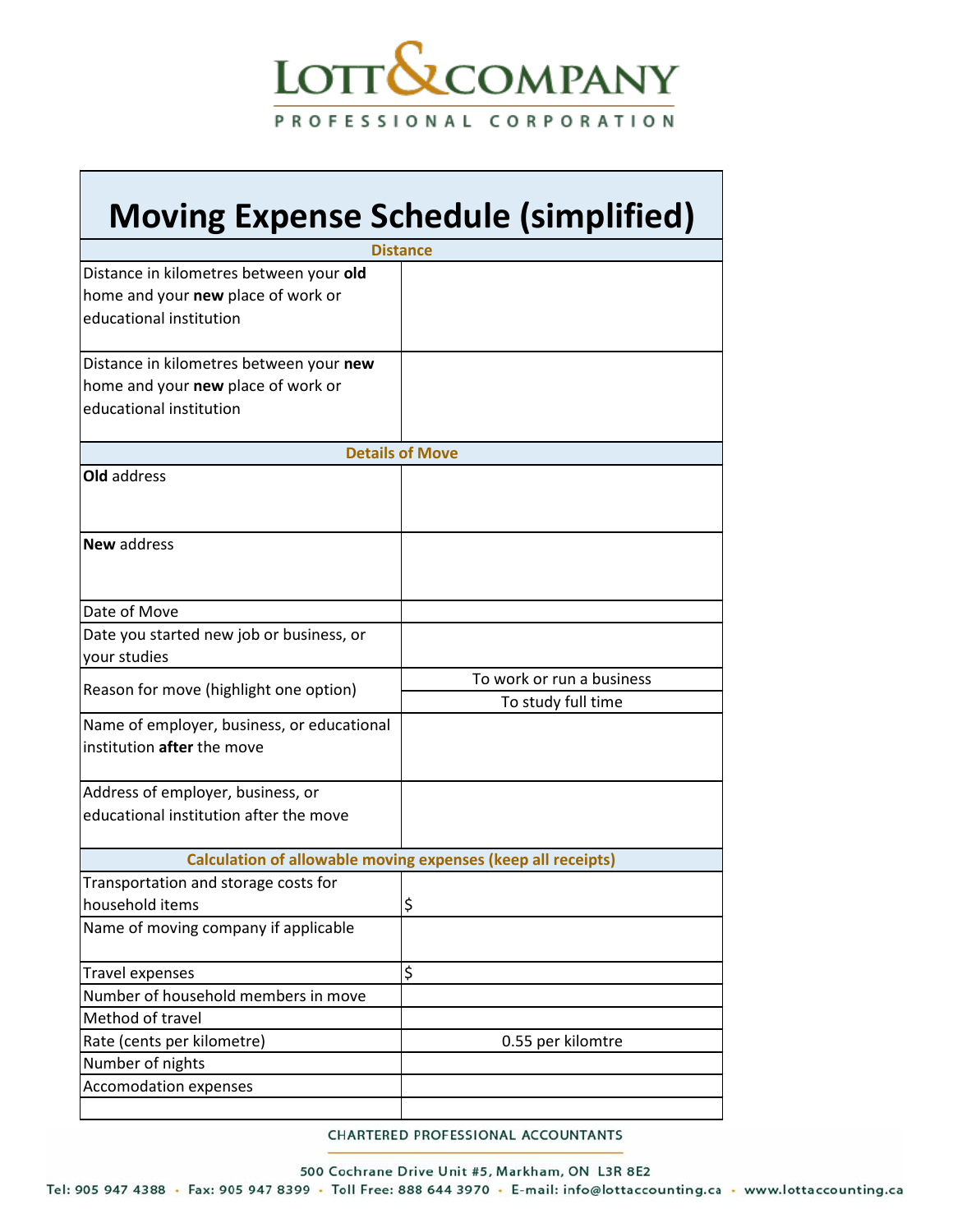LOTT & COMPANY
PROFESSIONAL CORPORATION

# Moving Expense Schedule (simplified)

| Distance | |
|---|---|
| Distance in kilometres between your **old** home and your **new** place of work or educational institution | |
| Distance in kilometres between your **new** home and your **new** place of work or educational institution | |
| **Details of Move** | |
| **Old** address | |
| **New** address | |
| Date of Move | |
| Date you started new job or business, or your studies | |
| Reason for move (highlight one option) | To work or run a business |
| | To study full time |
| Name of employer, business, or educational institution **after** the move | |
| Address of employer, business, or educational institution after the move | |
| **Calculation of allowable moving expenses (keep all receipts)** | |
| Transportation and storage costs for household items | $ |
| Name of moving company if applicable | |
| Travel expenses | $ |
| Number of household members in move | |
| Method of travel | |
| Rate (cents per kilometre) | 0.55 per kilomtre |
| Number of nights | |
| Accomodation expenses | |
| | |

CHARTERED PROFESSIONAL ACCOUNTANTS

500 Cochrane Drive Unit #5, Markham, ON L3R 8E2

Tel: 905 947 4388 • Fax: 905 947 8399 • Toll Free: 888 644 3970 • E-mail: info@lottaccounting.ca • www.lottaccounting.ca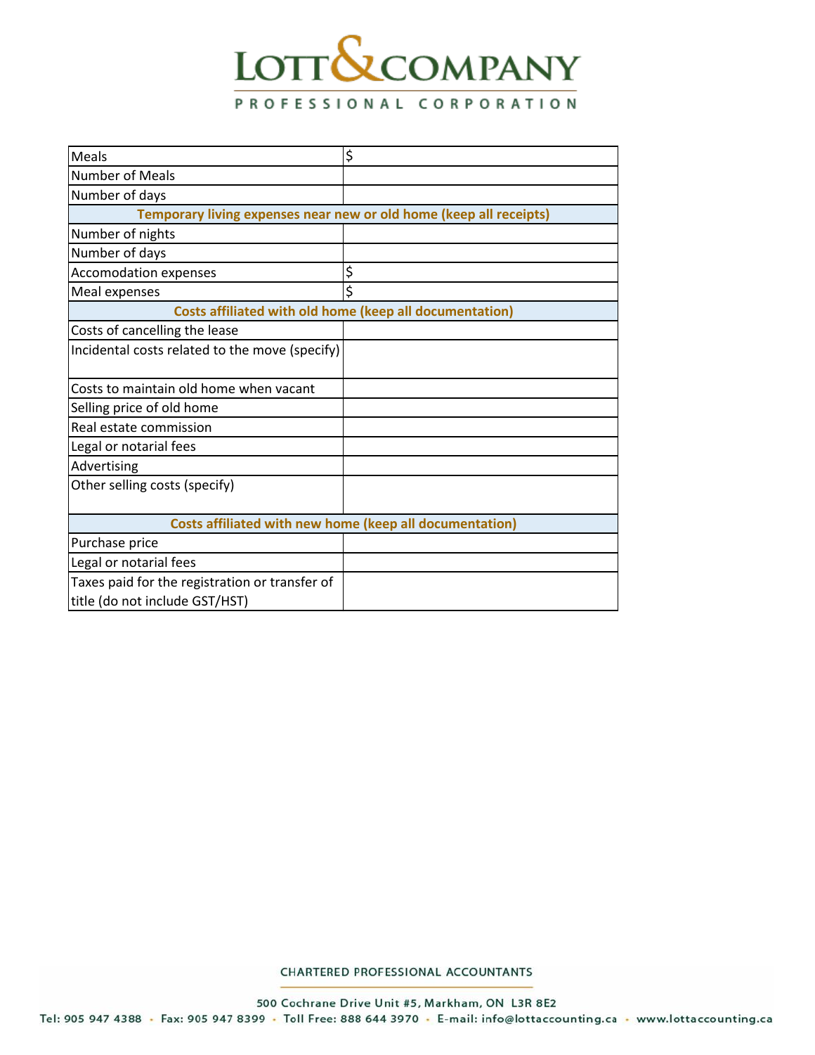# LOTT & COMPANY

PROFESSIONAL CORPORATION

| | |
|---|---|
| Meals | $ |
| Number of Meals | |
| Number of days | |
| **Temporary living expenses near new or old home (keep all receipts)** | |
| Number of nights | |
| Number of days | |
| Accomodation expenses | $ |
| Meal expenses | $ |
| **Costs affiliated with old home (keep all documentation)** | |
| Costs of cancelling the lease | |
| Incidental costs related to the move (specify) | |
| Costs to maintain old home when vacant | |
| Selling price of old home | |
| Real estate commission | |
| Legal or notarial fees | |
| Advertising | |
| Other selling costs (specify) | |
| **Costs affiliated with new home (keep all documentation)** | |
| Purchase price | |
| Legal or notarial fees | |
| Taxes paid for the registration or transfer of title (do not include GST/HST) | |

CHARTERED PROFESSIONAL ACCOUNTANTS

500 Cochrane Drive Unit #5, Markham, ON L3R 8E2

Tel: 905 947 4388 • Fax: 905 947 8399 • Toll Free: 888 644 3970 • E-mail: info@lottaccounting.ca • www.lottaccounting.ca